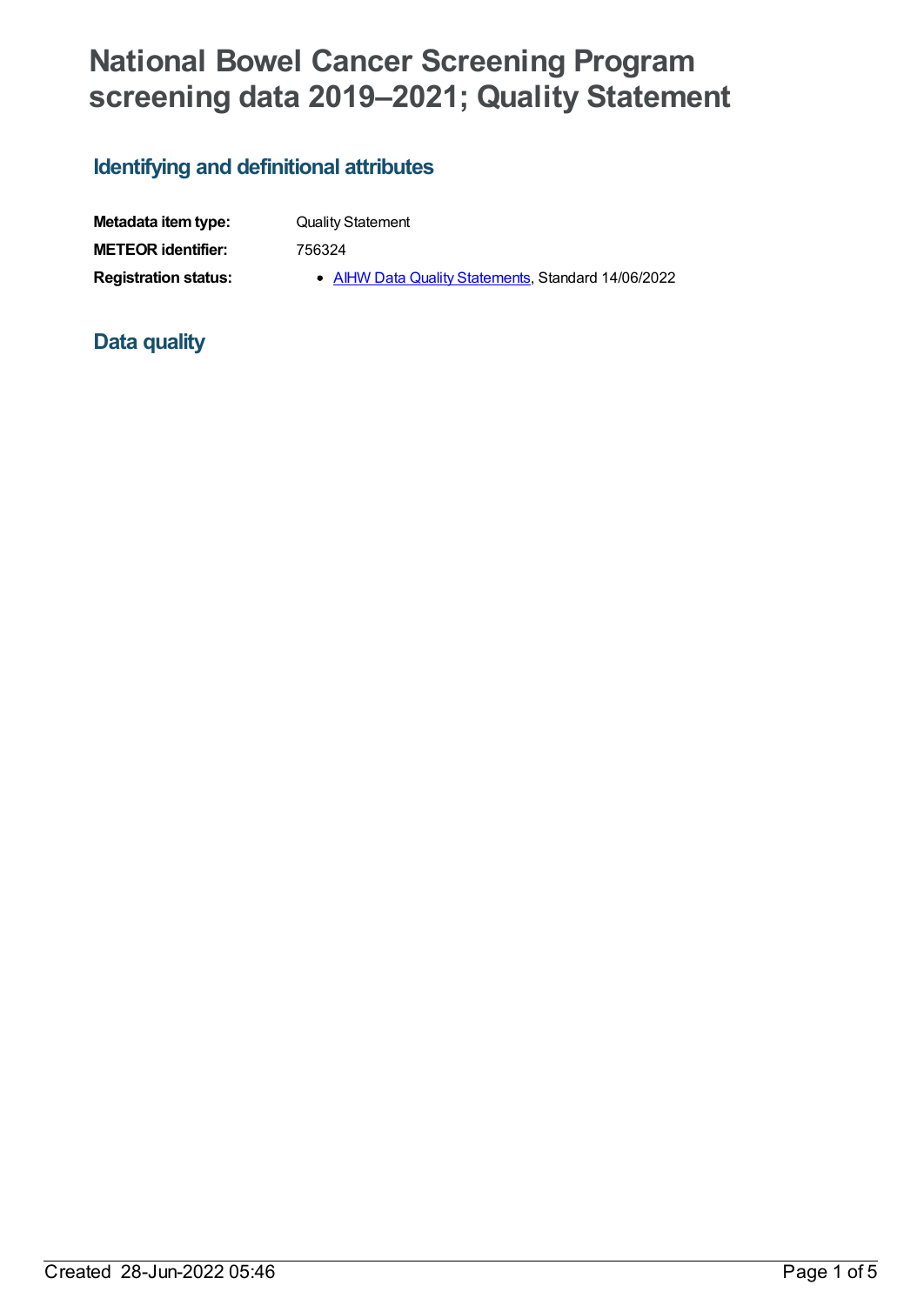# National Bowel Cancer Screening Program screening data 2019–2021; Quality Statement

## Identifying and definitional attributes

| | |
|---|---|
| **Metadata item type:** | Quality Statement |
| **METEOR identifier:** | 756324 |
| **Registration status:** | • AIHW Data Quality Statements, Standard 14/06/2022 |

## Data quality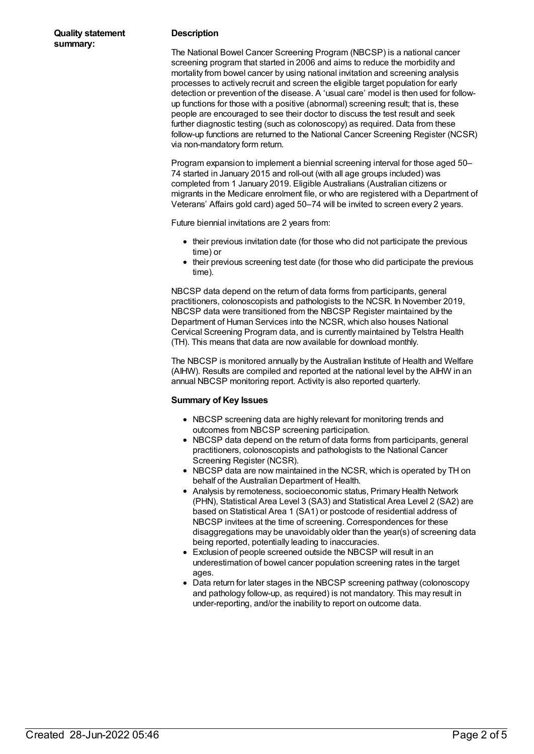**Quality statement summary:**

**Description**

The National Bowel Cancer Screening Program (NBCSP) is a national cancer screening program that started in 2006 and aims to reduce the morbidity and mortality from bowel cancer by using national invitation and screening analysis processes to actively recruit and screen the eligible target population for early detection or prevention of the disease. A 'usual care' model is then used for follow-up functions for those with a positive (abnormal) screening result; that is, these people are encouraged to see their doctor to discuss the test result and seek further diagnostic testing (such as colonoscopy) as required. Data from these follow-up functions are returned to the National Cancer Screening Register (NCSR) via non-mandatory form return.

Program expansion to implement a biennial screening interval for those aged 50–74 started in January 2015 and roll-out (with all age groups included) was completed from 1 January 2019. Eligible Australians (Australian citizens or migrants in the Medicare enrolment file, or who are registered with a Department of Veterans' Affairs gold card) aged 50–74 will be invited to screen every 2 years.

Future biennial invitations are 2 years from:

- their previous invitation date (for those who did not participate the previous time) or
- their previous screening test date (for those who did participate the previous time).

NBCSP data depend on the return of data forms from participants, general practitioners, colonoscopists and pathologists to the NCSR. In November 2019, NBCSP data were transitioned from the NBCSP Register maintained by the Department of Human Services into the NCSR, which also houses National Cervical Screening Program data, and is currently maintained by Telstra Health (TH). This means that data are now available for download monthly.

The NBCSP is monitored annually by the Australian Institute of Health and Welfare (AIHW). Results are compiled and reported at the national level by the AIHW in an annual NBCSP monitoring report. Activity is also reported quarterly.

**Summary of Key Issues**

- NBCSP screening data are highly relevant for monitoring trends and outcomes from NBCSP screening participation.
- NBCSP data depend on the return of data forms from participants, general practitioners, colonoscopists and pathologists to the National Cancer Screening Register (NCSR).
- NBCSP data are now maintained in the NCSR, which is operated by TH on behalf of the Australian Department of Health.
- Analysis by remoteness, socioeconomic status, Primary Health Network (PHN), Statistical Area Level 3 (SA3) and Statistical Area Level 2 (SA2) are based on Statistical Area 1 (SA1) or postcode of residential address of NBCSP invitees at the time of screening. Correspondences for these disaggregations may be unavoidably older than the year(s) of screening data being reported, potentially leading to inaccuracies.
- Exclusion of people screened outside the NBCSP will result in an underestimation of bowel cancer population screening rates in the target ages.
- Data return for later stages in the NBCSP screening pathway (colonoscopy and pathology follow-up, as required) is not mandatory. This may result in under-reporting, and/or the inability to report on outcome data.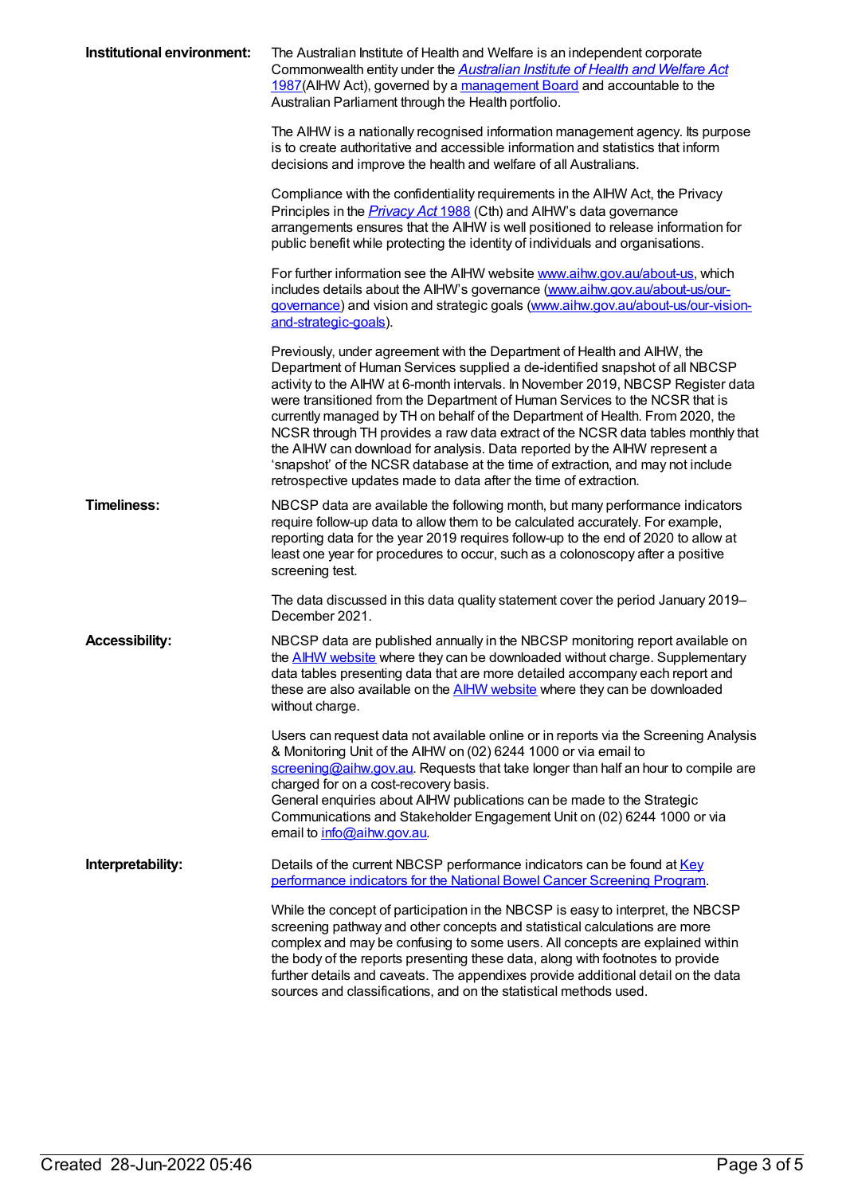**Institutional environment:**

The Australian Institute of Health and Welfare is an independent corporate Commonwealth entity under the *Australian Institute of Health and Welfare Act* 1987(AIHW Act), governed by a management Board and accountable to the Australian Parliament through the Health portfolio.

The AIHW is a nationally recognised information management agency. Its purpose is to create authoritative and accessible information and statistics that inform decisions and improve the health and welfare of all Australians.

Compliance with the confidentiality requirements in the AIHW Act, the Privacy Principles in the *Privacy Act* 1988 (Cth) and AIHW's data governance arrangements ensures that the AIHW is well positioned to release information for public benefit while protecting the identity of individuals and organisations.

For further information see the AIHW website www.aihw.gov.au/about-us, which includes details about the AIHW's governance (www.aihw.gov.au/about-us/our-governance) and vision and strategic goals (www.aihw.gov.au/about-us/our-vision-and-strategic-goals).

Previously, under agreement with the Department of Health and AIHW, the Department of Human Services supplied a de-identified snapshot of all NBCSP activity to the AIHW at 6-month intervals. In November 2019, NBCSP Register data were transitioned from the Department of Human Services to the NCSR that is currently managed by TH on behalf of the Department of Health. From 2020, the NCSR through TH provides a raw data extract of the NCSR data tables monthly that the AIHW can download for analysis. Data reported by the AIHW represent a 'snapshot' of the NCSR database at the time of extraction, and may not include retrospective updates made to data after the time of extraction.

**Timeliness:**

NBCSP data are available the following month, but many performance indicators require follow-up data to allow them to be calculated accurately. For example, reporting data for the year 2019 requires follow-up to the end of 2020 to allow at least one year for procedures to occur, such as a colonoscopy after a positive screening test.

The data discussed in this data quality statement cover the period January 2019–December 2021.

**Accessibility:**

NBCSP data are published annually in the NBCSP monitoring report available on the AIHW website where they can be downloaded without charge. Supplementary data tables presenting data that are more detailed accompany each report and these are also available on the AIHW website where they can be downloaded without charge.

Users can request data not available online or in reports via the Screening Analysis & Monitoring Unit of the AIHW on (02) 6244 1000 or via email to screening@aihw.gov.au. Requests that take longer than half an hour to compile are charged for on a cost-recovery basis.
General enquiries about AIHW publications can be made to the Strategic Communications and Stakeholder Engagement Unit on (02) 6244 1000 or via email to info@aihw.gov.au.

**Interpretability:**

Details of the current NBCSP performance indicators can be found at Key performance indicators for the National Bowel Cancer Screening Program.

While the concept of participation in the NBCSP is easy to interpret, the NBCSP screening pathway and other concepts and statistical calculations are more complex and may be confusing to some users. All concepts are explained within the body of the reports presenting these data, along with footnotes to provide further details and caveats. The appendixes provide additional detail on the data sources and classifications, and on the statistical methods used.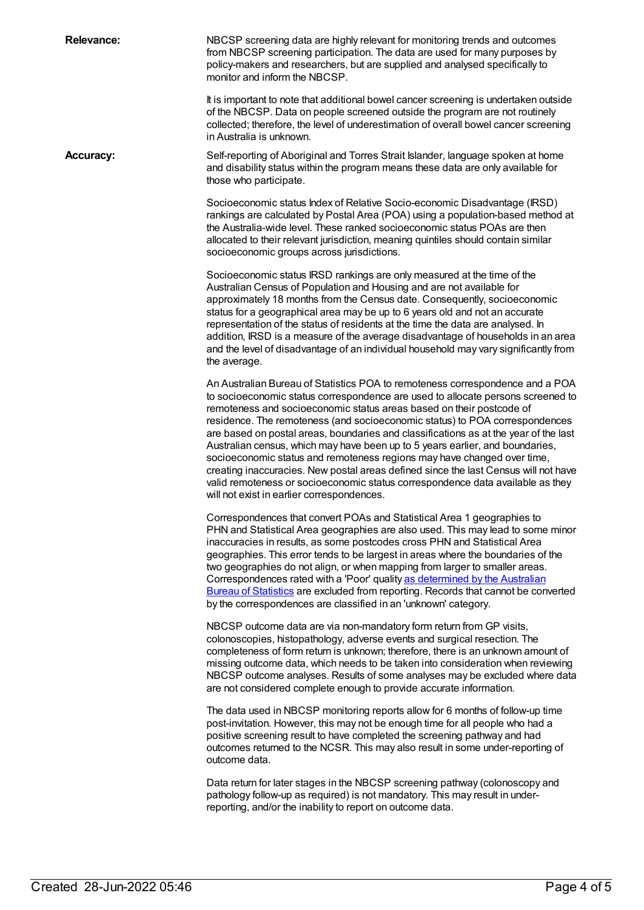**Relevance:**

NBCSP screening data are highly relevant for monitoring trends and outcomes from NBCSP screening participation. The data are used for many purposes by policy-makers and researchers, but are supplied and analysed specifically to monitor and inform the NBCSP.

It is important to note that additional bowel cancer screening is undertaken outside of the NBCSP. Data on people screened outside the program are not routinely collected; therefore, the level of underestimation of overall bowel cancer screening in Australia is unknown.

**Accuracy:**

Self-reporting of Aboriginal and Torres Strait Islander, language spoken at home and disability status within the program means these data are only available for those who participate.

Socioeconomic status Index of Relative Socio-economic Disadvantage (IRSD) rankings are calculated by Postal Area (POA) using a population-based method at the Australia-wide level. These ranked socioeconomic status POAs are then allocated to their relevant jurisdiction, meaning quintiles should contain similar socioeconomic groups across jurisdictions.

Socioeconomic status IRSD rankings are only measured at the time of the Australian Census of Population and Housing and are not available for approximately 18 months from the Census date. Consequently, socioeconomic status for a geographical area may be up to 6 years old and not an accurate representation of the status of residents at the time the data are analysed. In addition, IRSD is a measure of the average disadvantage of households in an area and the level of disadvantage of an individual household may vary significantly from the average.

An Australian Bureau of Statistics POA to remoteness correspondence and a POA to socioeconomic status correspondence are used to allocate persons screened to remoteness and socioeconomic status areas based on their postcode of residence. The remoteness (and socioeconomic status) to POA correspondences are based on postal areas, boundaries and classifications as at the year of the last Australian census, which may have been up to 5 years earlier, and boundaries, socioeconomic status and remoteness regions may have changed over time, creating inaccuracies. New postal areas defined since the last Census will not have valid remoteness or socioeconomic status correspondence data available as they will not exist in earlier correspondences.

Correspondences that convert POAs and Statistical Area 1 geographies to PHN and Statistical Area geographies are also used. This may lead to some minor inaccuracies in results, as some postcodes cross PHN and Statistical Area geographies. This error tends to be largest in areas where the boundaries of the two geographies do not align, or when mapping from larger to smaller areas. Correspondences rated with a 'Poor' quality as determined by the Australian Bureau of Statistics are excluded from reporting. Records that cannot be converted by the correspondences are classified in an 'unknown' category.

NBCSP outcome data are via non-mandatory form return from GP visits, colonoscopies, histopathology, adverse events and surgical resection. The completeness of form return is unknown; therefore, there is an unknown amount of missing outcome data, which needs to be taken into consideration when reviewing NBCSP outcome analyses. Results of some analyses may be excluded where data are not considered complete enough to provide accurate information.

The data used in NBCSP monitoring reports allow for 6 months of follow-up time post-invitation. However, this may not be enough time for all people who had a positive screening result to have completed the screening pathway and had outcomes returned to the NCSR. This may also result in some under-reporting of outcome data.

Data return for later stages in the NBCSP screening pathway (colonoscopy and pathology follow-up as required) is not mandatory. This may result in under-reporting, and/or the inability to report on outcome data.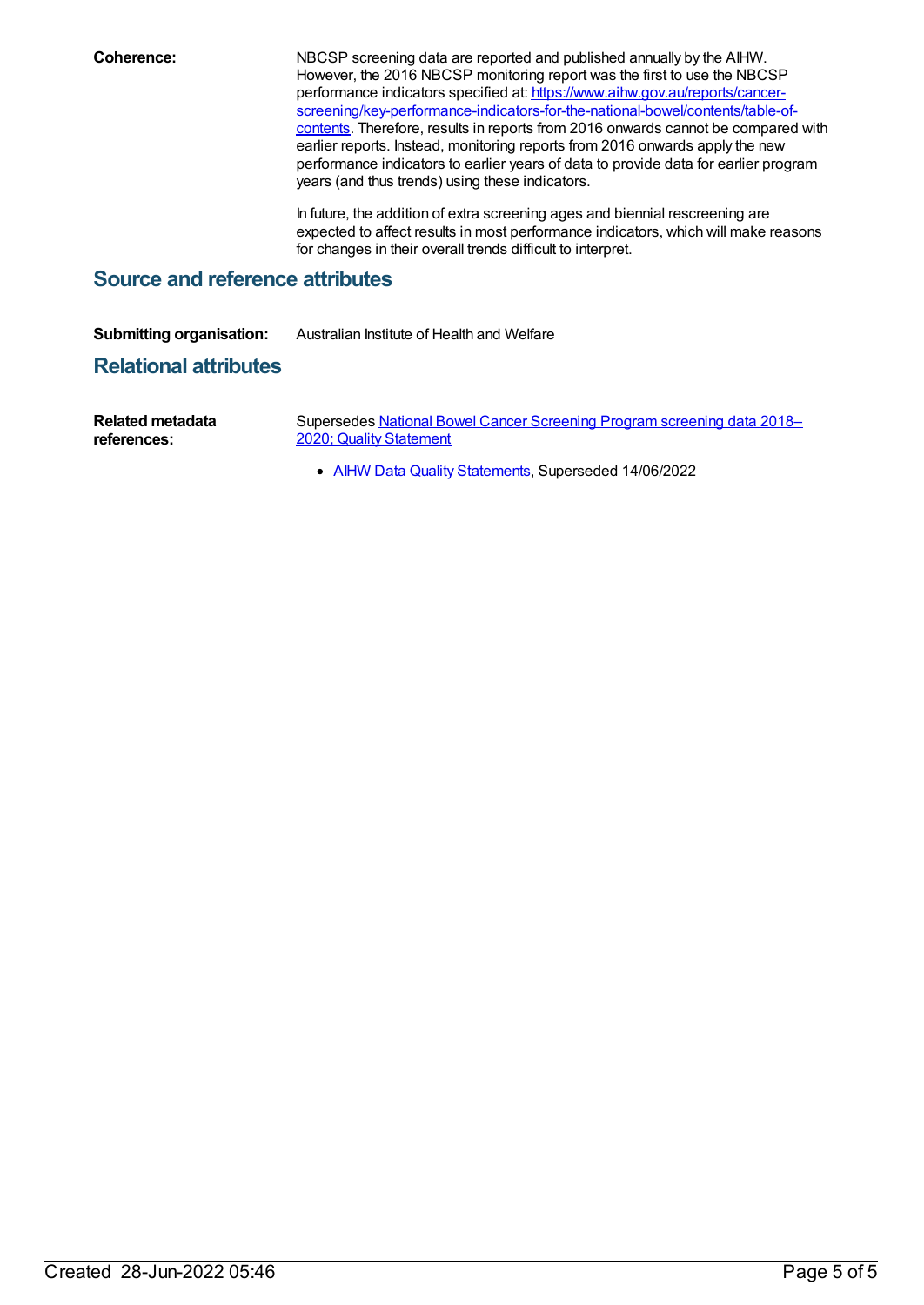**Coherence:** NBCSP screening data are reported and published annually by the AIHW. However, the 2016 NBCSP monitoring report was the first to use the NBCSP performance indicators specified at: [https://www.aihw.gov.au/reports/cancer-screening/key-performance-indicators-for-the-national-bowel/contents/table-of-contents](https://www.aihw.gov.au/reports/cancer-screening/key-performance-indicators-for-the-national-bowel/contents/table-of-contents). Therefore, results in reports from 2016 onwards cannot be compared with earlier reports. Instead, monitoring reports from 2016 onwards apply the new performance indicators to earlier years of data to provide data for earlier program years (and thus trends) using these indicators.

In future, the addition of extra screening ages and biennial rescreening are expected to affect results in most performance indicators, which will make reasons for changes in their overall trends difficult to interpret.

## Source and reference attributes

**Submitting organisation:** Australian Institute of Health and Welfare

## Relational attributes

**Related metadata references:** Supersedes National Bowel Cancer Screening Program screening data 2018–2020; Quality Statement

- AIHW Data Quality Statements, Superseded 14/06/2022